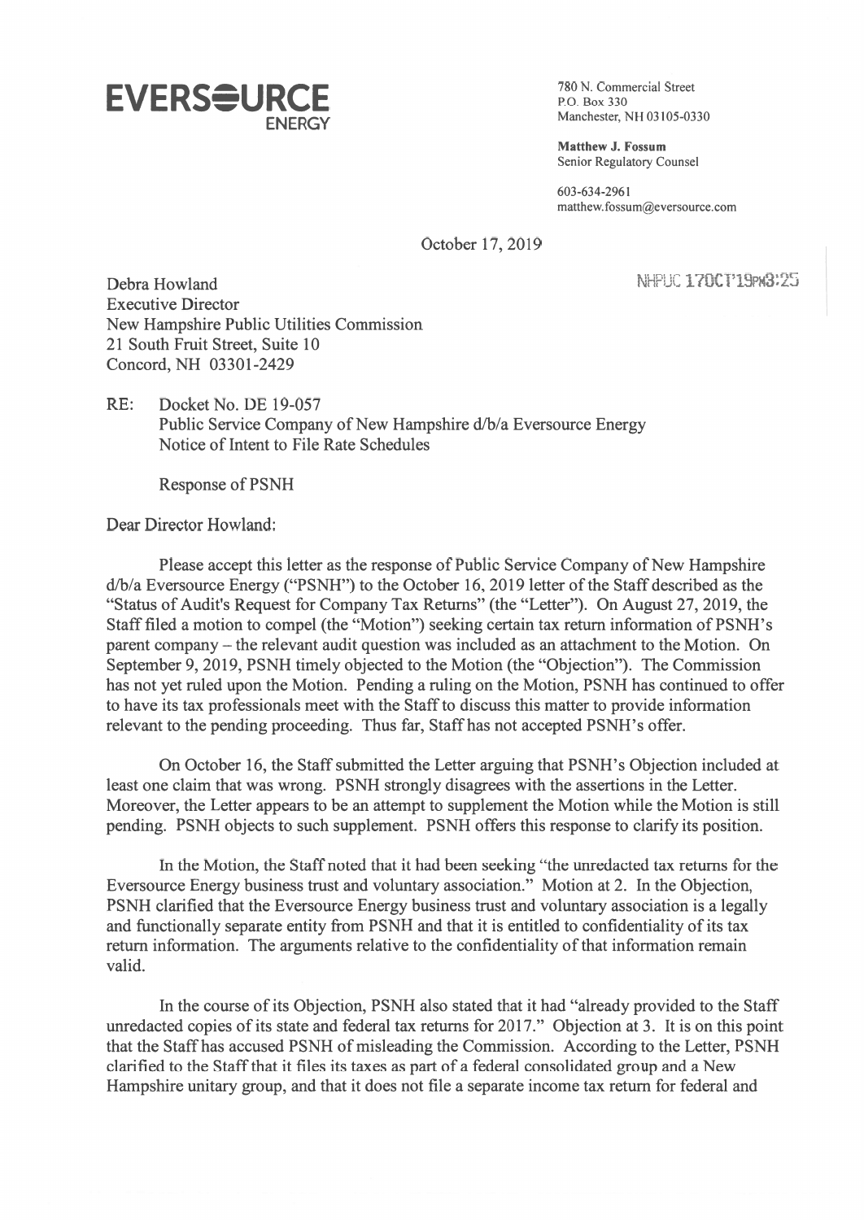**EVERSOURCE**
ENERGY

780 N. Commercial Street
P.O. Box 330
Manchester, NH 03105-0330

**Matthew J. Fossum**
Senior Regulatory Counsel

603-634-2961
matthew.fossum@eversource.com

October 17, 2019

NHPUC 17OCT'19PM3:25

Debra Howland
Executive Director
New Hampshire Public Utilities Commission
21 South Fruit Street, Suite 10
Concord, NH 03301-2429

RE: Docket No. DE 19-057
Public Service Company of New Hampshire d/b/a Eversource Energy
Notice of Intent to File Rate Schedules

Response of PSNH

Dear Director Howland:

Please accept this letter as the response of Public Service Company of New Hampshire d/b/a Eversource Energy ("PSNH") to the October 16, 2019 letter of the Staff described as the "Status of Audit's Request for Company Tax Returns" (the "Letter"). On August 27, 2019, the Staff filed a motion to compel (the "Motion") seeking certain tax return information of PSNH's parent company – the relevant audit question was included as an attachment to the Motion. On September 9, 2019, PSNH timely objected to the Motion (the "Objection"). The Commission has not yet ruled upon the Motion. Pending a ruling on the Motion, PSNH has continued to offer to have its tax professionals meet with the Staff to discuss this matter to provide information relevant to the pending proceeding. Thus far, Staff has not accepted PSNH's offer.

On October 16, the Staff submitted the Letter arguing that PSNH's Objection included at least one claim that was wrong. PSNH strongly disagrees with the assertions in the Letter. Moreover, the Letter appears to be an attempt to supplement the Motion while the Motion is still pending. PSNH objects to such supplement. PSNH offers this response to clarify its position.

In the Motion, the Staff noted that it had been seeking "the unredacted tax returns for the Eversource Energy business trust and voluntary association." Motion at 2. In the Objection, PSNH clarified that the Eversource Energy business trust and voluntary association is a legally and functionally separate entity from PSNH and that it is entitled to confidentiality of its tax return information. The arguments relative to the confidentiality of that information remain valid.

In the course of its Objection, PSNH also stated that it had "already provided to the Staff unredacted copies of its state and federal tax returns for 2017." Objection at 3. It is on this point that the Staff has accused PSNH of misleading the Commission. According to the Letter, PSNH clarified to the Staff that it files its taxes as part of a federal consolidated group and a New Hampshire unitary group, and that it does not file a separate income tax return for federal and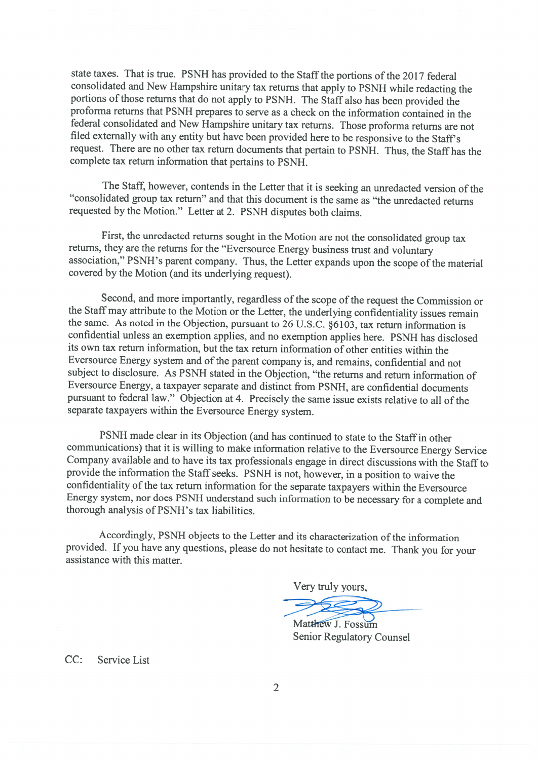state taxes. That is true. PSNH has provided to the Staff the portions of the 2017 federal consolidated and New Hampshire unitary tax returns that apply to PSNH while redacting the portions of those returns that do not apply to PSNH. The Staff also has been provided the proforma returns that PSNH prepares to serve as a check on the information contained in the federal consolidated and New Hampshire unitary tax returns. Those proforma returns are not filed externally with any entity but have been provided here to be responsive to the Staff's request. There are no other tax return documents that pertain to PSNH. Thus, the Staff has the complete tax return information that pertains to PSNH.

The Staff, however, contends in the Letter that it is seeking an unredacted version of the "consolidated group tax return" and that this document is the same as "the unredacted returns requested by the Motion." Letter at 2. PSNH disputes both claims.

First, the unredacted returns sought in the Motion are not the consolidated group tax returns, they are the returns for the "Eversource Energy business trust and voluntary association," PSNH's parent company. Thus, the Letter expands upon the scope of the material covered by the Motion (and its underlying request).

Second, and more importantly, regardless of the scope of the request the Commission or the Staff may attribute to the Motion or the Letter, the underlying confidentiality issues remain the same. As noted in the Objection, pursuant to 26 U.S.C. §6103, tax return information is confidential unless an exemption applies, and no exemption applies here. PSNH has disclosed its own tax return information, but the tax return information of other entities within the Eversource Energy system and of the parent company is, and remains, confidential and not subject to disclosure. As PSNH stated in the Objection, "the returns and return information of Eversource Energy, a taxpayer separate and distinct from PSNH, are confidential documents pursuant to federal law." Objection at 4. Precisely the same issue exists relative to all of the separate taxpayers within the Eversource Energy system.

PSNH made clear in its Objection (and has continued to state to the Staff in other communications) that it is willing to make information relative to the Eversource Energy Service Company available and to have its tax professionals engage in direct discussions with the Staff to provide the information the Staff seeks. PSNH is not, however, in a position to waive the confidentiality of the tax return information for the separate taxpayers within the Eversource Energy system, nor does PSNH understand such information to be necessary for a complete and thorough analysis of PSNH's tax liabilities.

Accordingly, PSNH objects to the Letter and its characterization of the information provided. If you have any questions, please do not hesitate to contact me. Thank you for your assistance with this matter.

Very truly yours,

Matthew J. Fossum
Senior Regulatory Counsel

CC: Service List